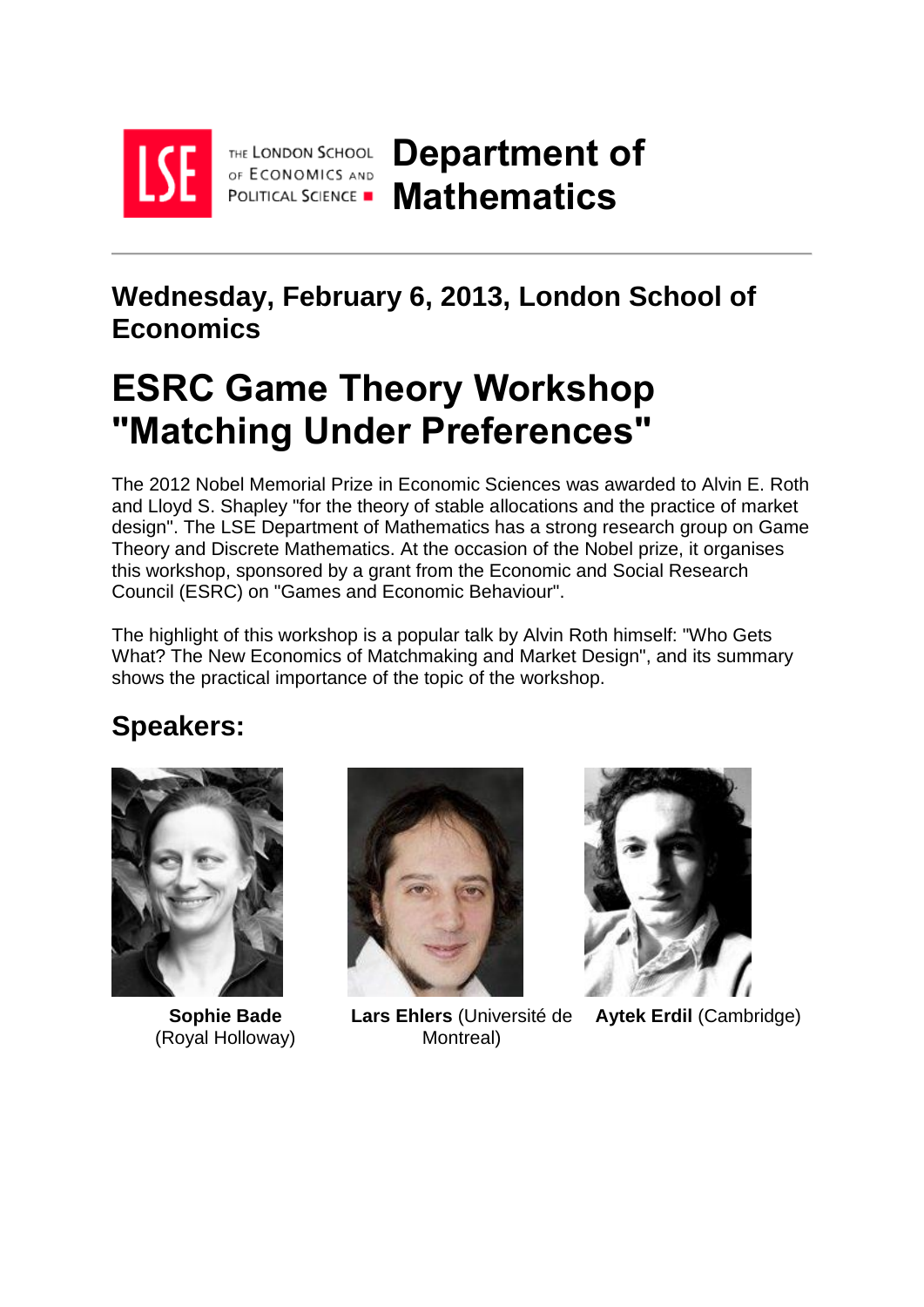THE LONDON SCHOOL OF ECONOMICS AND POLITICAL SCIENCE

# Department of Mathematics

## Wednesday, February 6, 2013, London School of Economics

# ESRC Game Theory Workshop "Matching Under Preferences"

The 2012 Nobel Memorial Prize in Economic Sciences was awarded to Alvin E. Roth and Lloyd S. Shapley "for the theory of stable allocations and the practice of market design". The LSE Department of Mathematics has a strong research group on Game Theory and Discrete Mathematics. At the occasion of the Nobel prize, it organises this workshop, sponsored by a grant from the Economic and Social Research Council (ESRC) on "Games and Economic Behaviour".

The highlight of this workshop is a popular talk by Alvin Roth himself: "Who Gets What? The New Economics of Matchmaking and Market Design", and its summary shows the practical importance of the topic of the workshop.

## Speakers:

**Sophie Bade** (Royal Holloway)

**Lars Ehlers** (Université de Montreal)

**Aytek Erdil** (Cambridge)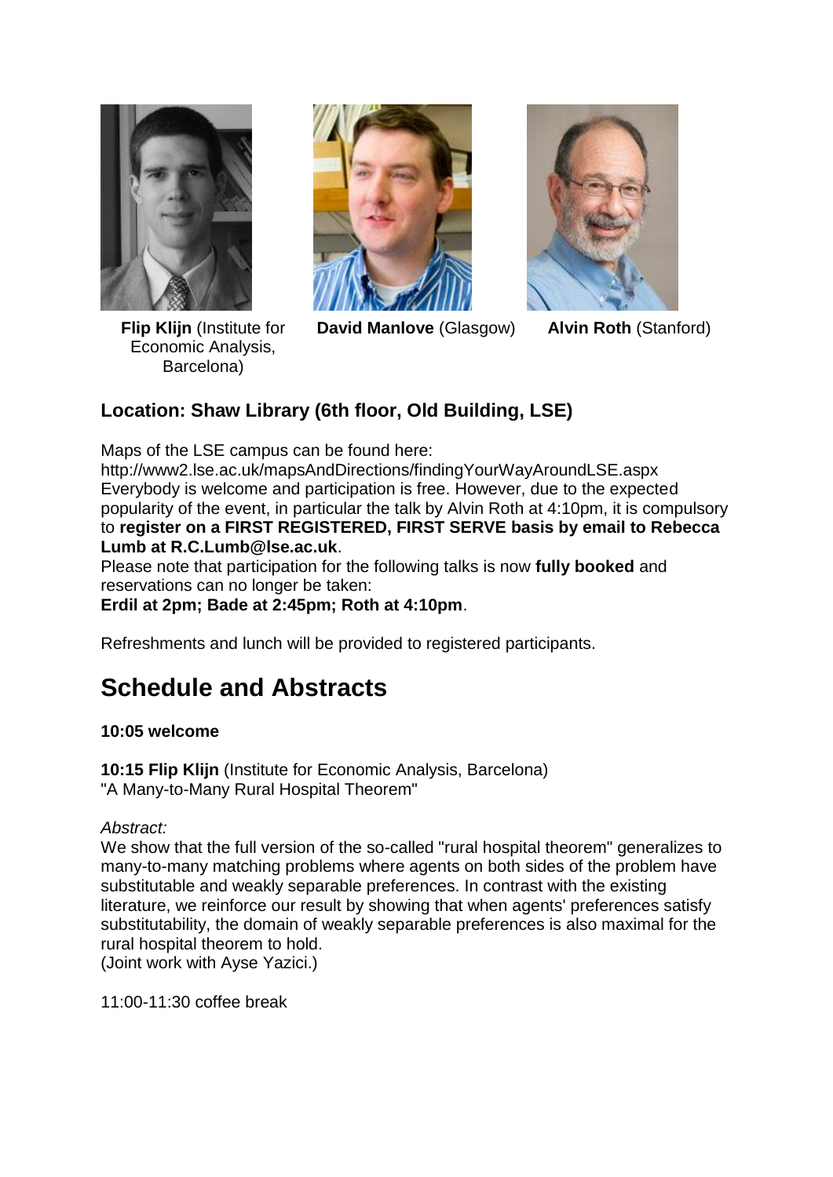**Flip Klijn** (Institute for Economic Analysis, Barcelona)

**David Manlove** (Glasgow)

**Alvin Roth** (Stanford)

### Location: Shaw Library (6th floor, Old Building, LSE)

Maps of the LSE campus can be found here:
http://www2.lse.ac.uk/mapsAndDirections/findingYourWayAroundLSE.aspx
Everybody is welcome and participation is free. However, due to the expected popularity of the event, in particular the talk by Alvin Roth at 4:10pm, it is compulsory to **register on a FIRST REGISTERED, FIRST SERVE basis by email to Rebecca Lumb at R.C.Lumb@lse.ac.uk**.
Please note that participation for the following talks is now **fully booked** and reservations can no longer be taken:
**Erdil at 2pm; Bade at 2:45pm; Roth at 4:10pm**.

Refreshments and lunch will be provided to registered participants.

## Schedule and Abstracts

**10:05 welcome**

**10:15 Flip Klijn** (Institute for Economic Analysis, Barcelona)
"A Many-to-Many Rural Hospital Theorem"

*Abstract:*
We show that the full version of the so-called "rural hospital theorem" generalizes to many-to-many matching problems where agents on both sides of the problem have substitutable and weakly separable preferences. In contrast with the existing literature, we reinforce our result by showing that when agents' preferences satisfy substitutability, the domain of weakly separable preferences is also maximal for the rural hospital theorem to hold.
(Joint work with Ayse Yazici.)

11:00-11:30 coffee break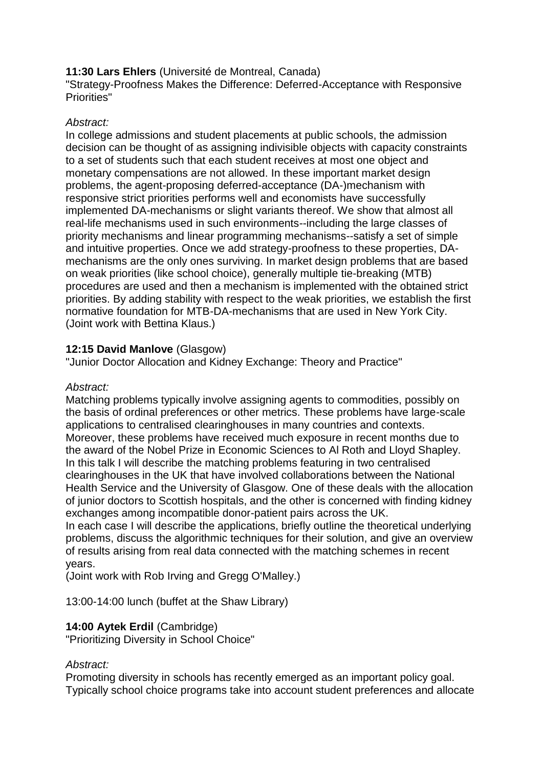**11:30 Lars Ehlers** (Université de Montreal, Canada)
"Strategy-Proofness Makes the Difference: Deferred-Acceptance with Responsive Priorities"

*Abstract:*
In college admissions and student placements at public schools, the admission decision can be thought of as assigning indivisible objects with capacity constraints to a set of students such that each student receives at most one object and monetary compensations are not allowed. In these important market design problems, the agent-proposing deferred-acceptance (DA-)mechanism with responsive strict priorities performs well and economists have successfully implemented DA-mechanisms or slight variants thereof. We show that almost all real-life mechanisms used in such environments--including the large classes of priority mechanisms and linear programming mechanisms--satisfy a set of simple and intuitive properties. Once we add strategy-proofness to these properties, DA-mechanisms are the only ones surviving. In market design problems that are based on weak priorities (like school choice), generally multiple tie-breaking (MTB) procedures are used and then a mechanism is implemented with the obtained strict priorities. By adding stability with respect to the weak priorities, we establish the first normative foundation for MTB-DA-mechanisms that are used in New York City.
(Joint work with Bettina Klaus.)

**12:15 David Manlove** (Glasgow)
"Junior Doctor Allocation and Kidney Exchange: Theory and Practice"

*Abstract:*
Matching problems typically involve assigning agents to commodities, possibly on the basis of ordinal preferences or other metrics. These problems have large-scale applications to centralised clearinghouses in many countries and contexts. Moreover, these problems have received much exposure in recent months due to the award of the Nobel Prize in Economic Sciences to Al Roth and Lloyd Shapley. In this talk I will describe the matching problems featuring in two centralised clearinghouses in the UK that have involved collaborations between the National Health Service and the University of Glasgow. One of these deals with the allocation of junior doctors to Scottish hospitals, and the other is concerned with finding kidney exchanges among incompatible donor-patient pairs across the UK.
In each case I will describe the applications, briefly outline the theoretical underlying problems, discuss the algorithmic techniques for their solution, and give an overview of results arising from real data connected with the matching schemes in recent years.
(Joint work with Rob Irving and Gregg O'Malley.)

13:00-14:00 lunch (buffet at the Shaw Library)

**14:00 Aytek Erdil** (Cambridge)
"Prioritizing Diversity in School Choice"

*Abstract:*
Promoting diversity in schools has recently emerged as an important policy goal. Typically school choice programs take into account student preferences and allocate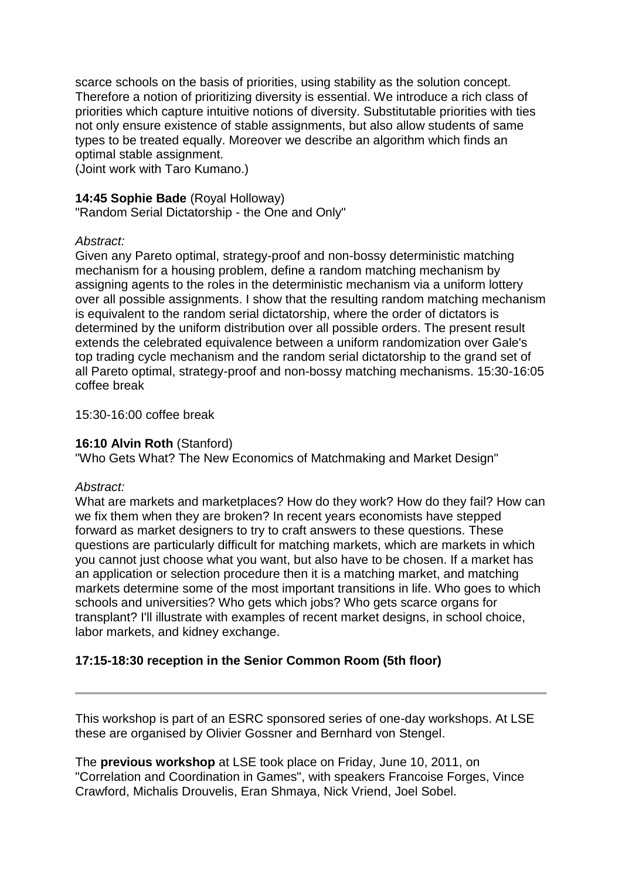scarce schools on the basis of priorities, using stability as the solution concept. Therefore a notion of prioritizing diversity is essential. We introduce a rich class of priorities which capture intuitive notions of diversity. Substitutable priorities with ties not only ensure existence of stable assignments, but also allow students of same types to be treated equally. Moreover we describe an algorithm which finds an optimal stable assignment.
(Joint work with Taro Kumano.)

**14:45 Sophie Bade** (Royal Holloway)
"Random Serial Dictatorship - the One and Only"

*Abstract:*
Given any Pareto optimal, strategy-proof and non-bossy deterministic matching mechanism for a housing problem, define a random matching mechanism by assigning agents to the roles in the deterministic mechanism via a uniform lottery over all possible assignments. I show that the resulting random matching mechanism is equivalent to the random serial dictatorship, where the order of dictators is determined by the uniform distribution over all possible orders. The present result extends the celebrated equivalence between a uniform randomization over Gale's top trading cycle mechanism and the random serial dictatorship to the grand set of all Pareto optimal, strategy-proof and non-bossy matching mechanisms. 15:30-16:05 coffee break

15:30-16:00 coffee break

**16:10 Alvin Roth** (Stanford)
"Who Gets What? The New Economics of Matchmaking and Market Design"

*Abstract:*
What are markets and marketplaces? How do they work? How do they fail? How can we fix them when they are broken? In recent years economists have stepped forward as market designers to try to craft answers to these questions. These questions are particularly difficult for matching markets, which are markets in which you cannot just choose what you want, but also have to be chosen. If a market has an application or selection procedure then it is a matching market, and matching markets determine some of the most important transitions in life. Who goes to which schools and universities? Who gets which jobs? Who gets scarce organs for transplant? I'll illustrate with examples of recent market designs, in school choice, labor markets, and kidney exchange.

**17:15-18:30 reception in the Senior Common Room (5th floor)**

---

This workshop is part of an ESRC sponsored series of one-day workshops. At LSE these are organised by Olivier Gossner and Bernhard von Stengel.

The **previous workshop** at LSE took place on Friday, June 10, 2011, on "Correlation and Coordination in Games", with speakers Francoise Forges, Vince Crawford, Michalis Drouvelis, Eran Shmaya, Nick Vriend, Joel Sobel.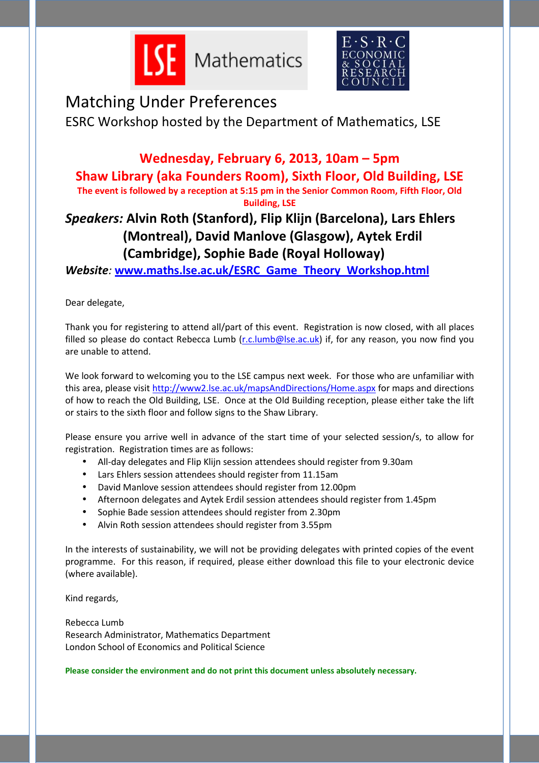LSE Mathematics

E·S·R·C ECONOMIC & SOCIAL RESEARCH COUNCIL

# Matching Under Preferences

ESRC Workshop hosted by the Department of Mathematics, LSE

**Wednesday, February 6, 2013, 10am – 5pm**

**Shaw Library (aka Founders Room), Sixth Floor, Old Building, LSE**

**The event is followed by a reception at 5:15 pm in the Senior Common Room, Fifth Floor, Old Building, LSE**

***Speakers:*** **Alvin Roth (Stanford), Flip Klijn (Barcelona), Lars Ehlers (Montreal), David Manlove (Glasgow), Aytek Erdil (Cambridge), Sophie Bade (Royal Holloway)**

***Website:*** **www.maths.lse.ac.uk/ESRC_Game_Theory_Workshop.html**

Dear delegate,

Thank you for registering to attend all/part of this event. Registration is now closed, with all places filled so please do contact Rebecca Lumb (r.c.lumb@lse.ac.uk) if, for any reason, you now find you are unable to attend.

We look forward to welcoming you to the LSE campus next week. For those who are unfamiliar with this area, please visit http://www2.lse.ac.uk/mapsAndDirections/Home.aspx for maps and directions of how to reach the Old Building, LSE. Once at the Old Building reception, please either take the lift or stairs to the sixth floor and follow signs to the Shaw Library.

Please ensure you arrive well in advance of the start time of your selected session/s, to allow for registration. Registration times are as follows:

- All-day delegates and Flip Klijn session attendees should register from 9.30am
- Lars Ehlers session attendees should register from 11.15am
- David Manlove session attendees should register from 12.00pm
- Afternoon delegates and Aytek Erdil session attendees should register from 1.45pm
- Sophie Bade session attendees should register from 2.30pm
- Alvin Roth session attendees should register from 3.55pm

In the interests of sustainability, we will not be providing delegates with printed copies of the event programme. For this reason, if required, please either download this file to your electronic device (where available).

Kind regards,

Rebecca Lumb
Research Administrator, Mathematics Department
London School of Economics and Political Science

**Please consider the environment and do not print this document unless absolutely necessary.**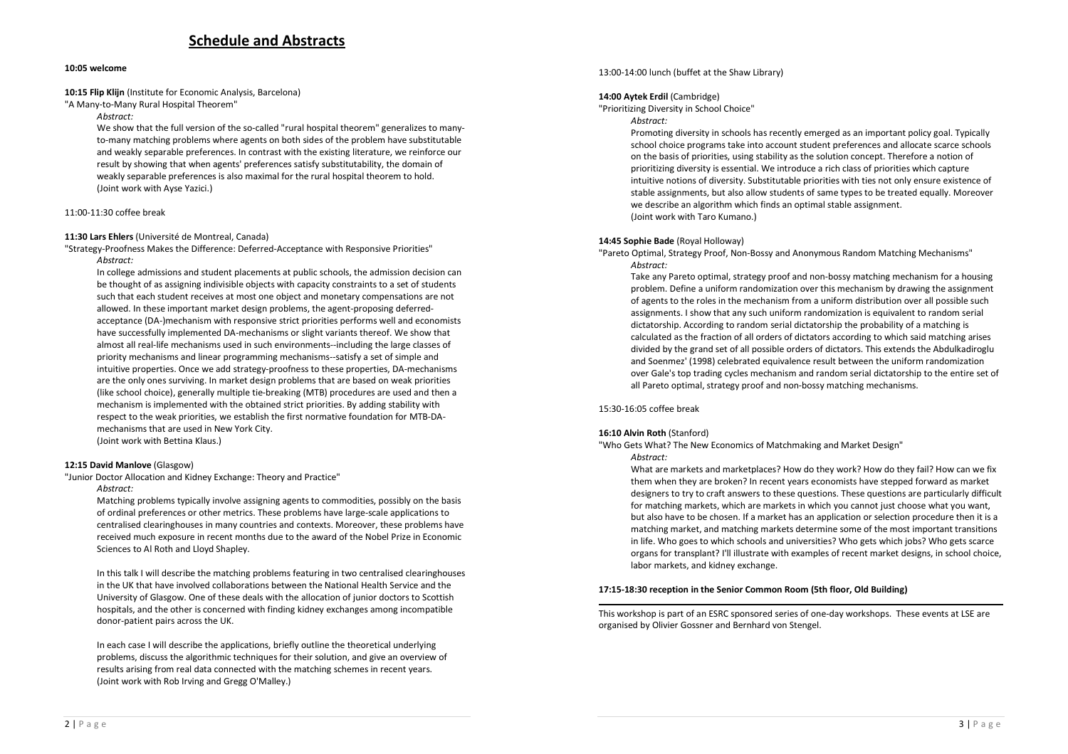# Schedule and Abstracts

**10:05 welcome**

**10:15 Flip Klijn** (Institute for Economic Analysis, Barcelona)
"A Many-to-Many Rural Hospital Theorem"

*Abstract:*

We show that the full version of the so-called "rural hospital theorem" generalizes to many-to-many matching problems where agents on both sides of the problem have substitutable and weakly separable preferences. In contrast with the existing literature, we reinforce our result by showing that when agents' preferences satisfy substitutability, the domain of weakly separable preferences is also maximal for the rural hospital theorem to hold.
(Joint work with Ayse Yazici.)

11:00-11:30 coffee break

**11:30 Lars Ehlers** (Université de Montreal, Canada)
"Strategy-Proofness Makes the Difference: Deferred-Acceptance with Responsive Priorities"

*Abstract:*

In college admissions and student placements at public schools, the admission decision can be thought of as assigning indivisible objects with capacity constraints to a set of students such that each student receives at most one object and monetary compensations are not allowed. In these important market design problems, the agent-proposing deferred-acceptance (DA-)mechanism with responsive strict priorities performs well and economists have successfully implemented DA-mechanisms or slight variants thereof. We show that almost all real-life mechanisms used in such environments--including the large classes of priority mechanisms and linear programming mechanisms--satisfy a set of simple and intuitive properties. Once we add strategy-proofness to these properties, DA-mechanisms are the only ones surviving. In market design problems that are based on weak priorities (like school choice), generally multiple tie-breaking (MTB) procedures are used and then a mechanism is implemented with the obtained strict priorities. By adding stability with respect to the weak priorities, we establish the first normative foundation for MTB-DA-mechanisms that are used in New York City.
(Joint work with Bettina Klaus.)

**12:15 David Manlove** (Glasgow)
"Junior Doctor Allocation and Kidney Exchange: Theory and Practice"

*Abstract:*

Matching problems typically involve assigning agents to commodities, possibly on the basis of ordinal preferences or other metrics. These problems have large-scale applications to centralised clearinghouses in many countries and contexts. Moreover, these problems have received much exposure in recent months due to the award of the Nobel Prize in Economic Sciences to Al Roth and Lloyd Shapley.

In this talk I will describe the matching problems featuring in two centralised clearinghouses in the UK that have involved collaborations between the National Health Service and the University of Glasgow. One of these deals with the allocation of junior doctors to Scottish hospitals, and the other is concerned with finding kidney exchanges among incompatible donor-patient pairs across the UK.

In each case I will describe the applications, briefly outline the theoretical underlying problems, discuss the algorithmic techniques for their solution, and give an overview of results arising from real data connected with the matching schemes in recent years.
(Joint work with Rob Irving and Gregg O'Malley.)

13:00-14:00 lunch (buffet at the Shaw Library)

**14:00 Aytek Erdil** (Cambridge)
"Prioritizing Diversity in School Choice"

*Abstract:*

Promoting diversity in schools has recently emerged as an important policy goal. Typically school choice programs take into account student preferences and allocate scarce schools on the basis of priorities, using stability as the solution concept. Therefore a notion of prioritizing diversity is essential. We introduce a rich class of priorities which capture intuitive notions of diversity. Substitutable priorities with ties not only ensure existence of stable assignments, but also allow students of same types to be treated equally. Moreover we describe an algorithm which finds an optimal stable assignment.
(Joint work with Taro Kumano.)

**14:45 Sophie Bade** (Royal Holloway)
"Pareto Optimal, Strategy Proof, Non-Bossy and Anonymous Random Matching Mechanisms"

*Abstract:*

Take any Pareto optimal, strategy proof and non-bossy matching mechanism for a housing problem. Define a uniform randomization over this mechanism by drawing the assignment of agents to the roles in the mechanism from a uniform distribution over all possible such assignments. I show that any such uniform randomization is equivalent to random serial dictatorship. According to random serial dictatorship the probability of a matching is calculated as the fraction of all orders of dictators according to which said matching arises divided by the grand set of all possible orders of dictators. This extends the Abdulkadiroglu and Soenmez' (1998) celebrated equivalence result between the uniform randomization over Gale's top trading cycles mechanism and random serial dictatorship to the entire set of all Pareto optimal, strategy proof and non-bossy matching mechanisms.

15:30-16:05 coffee break

**16:10 Alvin Roth** (Stanford)
"Who Gets What? The New Economics of Matchmaking and Market Design"

*Abstract:*

What are markets and marketplaces? How do they work? How do they fail? How can we fix them when they are broken? In recent years economists have stepped forward as market designers to try to craft answers to these questions. These questions are particularly difficult for matching markets, which are markets in which you cannot just choose what you want, but also have to be chosen. If a market has an application or selection procedure then it is a matching market, and matching markets determine some of the most important transitions in life. Who goes to which schools and universities? Who gets which jobs? Who gets scarce organs for transplant? I'll illustrate with examples of recent market designs, in school choice, labor markets, and kidney exchange.

**17:15-18:30 reception in the Senior Common Room (5th floor, Old Building)**

---

This workshop is part of an ESRC sponsored series of one-day workshops. These events at LSE are organised by Olivier Gossner and Bernhard von Stengel.